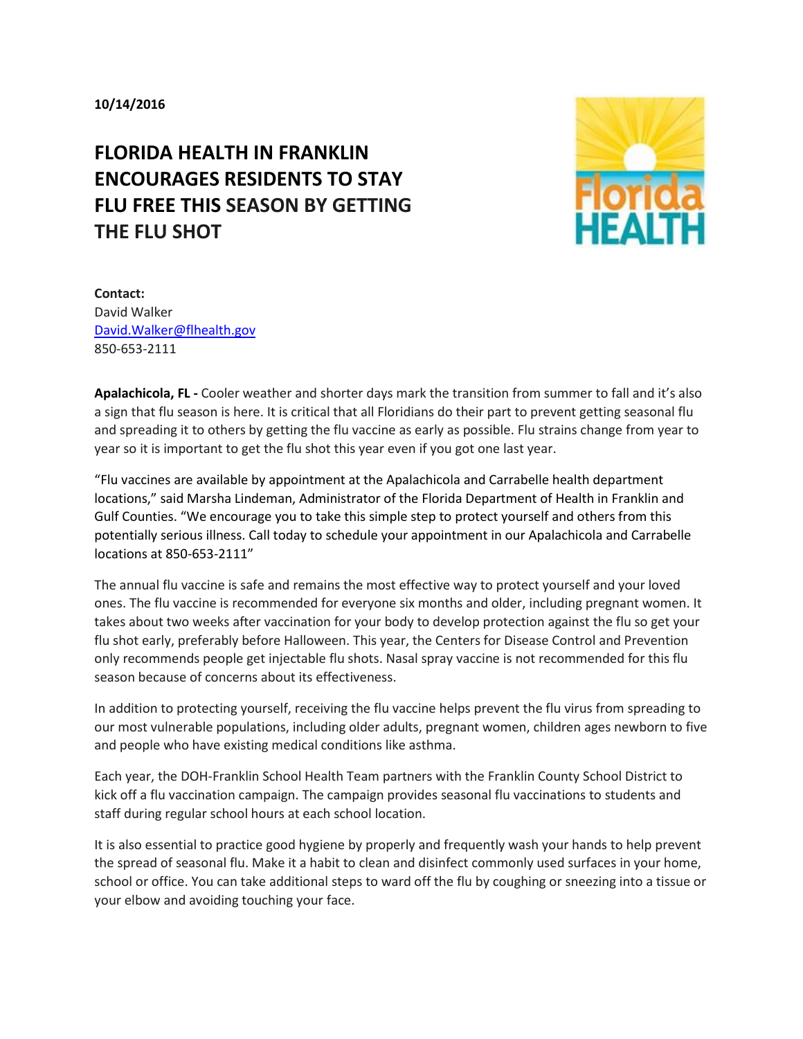**10/14/2016**

# FLORIDA HEALTH IN FRANKLIN ENCOURAGES RESIDENTS TO STAY FLU FREE THIS SEASON BY GETTING THE FLU SHOT

**Contact:**
David Walker
David.Walker@flhealth.gov
850-653-2111

**Apalachicola, FL -** Cooler weather and shorter days mark the transition from summer to fall and it's also a sign that flu season is here. It is critical that all Floridians do their part to prevent getting seasonal flu and spreading it to others by getting the flu vaccine as early as possible. Flu strains change from year to year so it is important to get the flu shot this year even if you got one last year.

"Flu vaccines are available by appointment at the Apalachicola and Carrabelle health department locations," said Marsha Lindeman, Administrator of the Florida Department of Health in Franklin and Gulf Counties. "We encourage you to take this simple step to protect yourself and others from this potentially serious illness. Call today to schedule your appointment in our Apalachicola and Carrabelle locations at 850-653-2111"

The annual flu vaccine is safe and remains the most effective way to protect yourself and your loved ones. The flu vaccine is recommended for everyone six months and older, including pregnant women. It takes about two weeks after vaccination for your body to develop protection against the flu so get your flu shot early, preferably before Halloween. This year, the Centers for Disease Control and Prevention only recommends people get injectable flu shots. Nasal spray vaccine is not recommended for this flu season because of concerns about its effectiveness.

In addition to protecting yourself, receiving the flu vaccine helps prevent the flu virus from spreading to our most vulnerable populations, including older adults, pregnant women, children ages newborn to five and people who have existing medical conditions like asthma.

Each year, the DOH-Franklin School Health Team partners with the Franklin County School District to kick off a flu vaccination campaign. The campaign provides seasonal flu vaccinations to students and staff during regular school hours at each school location.

It is also essential to practice good hygiene by properly and frequently wash your hands to help prevent the spread of seasonal flu. Make it a habit to clean and disinfect commonly used surfaces in your home, school or office. You can take additional steps to ward off the flu by coughing or sneezing into a tissue or your elbow and avoiding touching your face.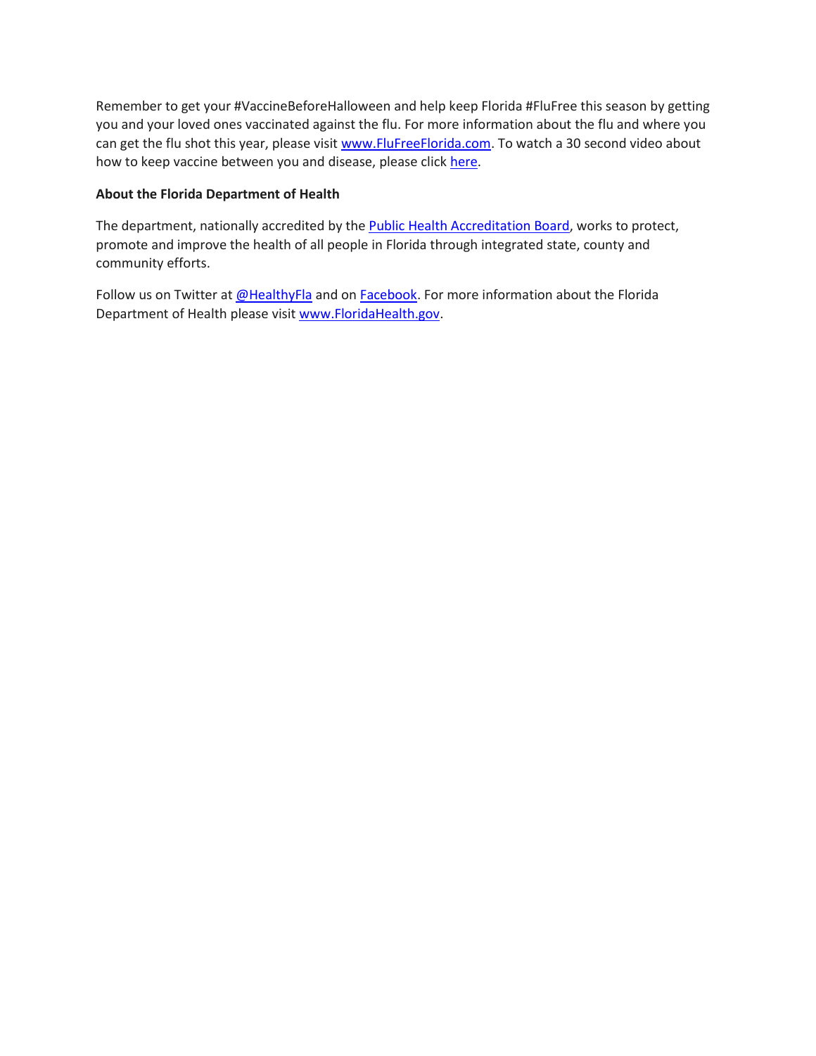Remember to get your #VaccineBeforeHalloween and help keep Florida #FluFree this season by getting you and your loved ones vaccinated against the flu. For more information about the flu and where you can get the flu shot this year, please visit [www.FluFreeFlorida.com](www.FluFreeFlorida.com). To watch a 30 second video about how to keep vaccine between you and disease, please click [here](here).

**About the Florida Department of Health**

The department, nationally accredited by the [Public Health Accreditation Board](Public Health Accreditation Board), works to protect, promote and improve the health of all people in Florida through integrated state, county and community efforts.

Follow us on Twitter at [@HealthyFla](@HealthyFla) and on [Facebook](Facebook). For more information about the Florida Department of Health please visit [www.FloridaHealth.gov](www.FloridaHealth.gov).